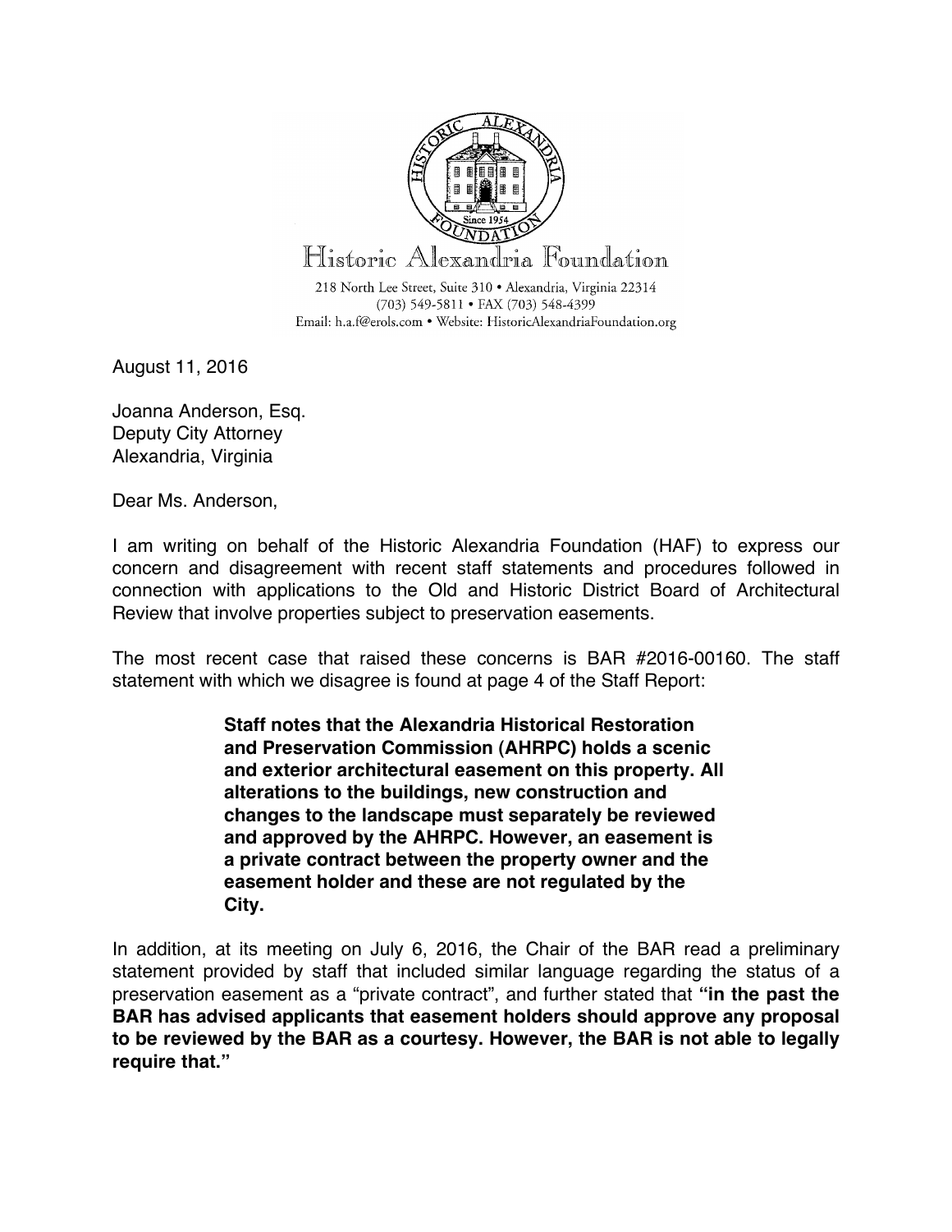Historic Alexandria Foundation

218 North Lee Street, Suite 310 • Alexandria, Virginia 22314
(703) 549-5811 • FAX (703) 548-4399
Email: h.a.f@erols.com • Website: HistoricAlexandriaFoundation.org

August 11, 2016

Joanna Anderson, Esq.
Deputy City Attorney
Alexandria, Virginia

Dear Ms. Anderson,

I am writing on behalf of the Historic Alexandria Foundation (HAF) to express our concern and disagreement with recent staff statements and procedures followed in connection with applications to the Old and Historic District Board of Architectural Review that involve properties subject to preservation easements.

The most recent case that raised these concerns is BAR #2016-00160. The staff statement with which we disagree is found at page 4 of the Staff Report:

> **Staff notes that the Alexandria Historical Restoration and Preservation Commission (AHRPC) holds a scenic and exterior architectural easement on this property. All alterations to the buildings, new construction and changes to the landscape must separately be reviewed and approved by the AHRPC. However, an easement is a private contract between the property owner and the easement holder and these are not regulated by the City.**

In addition, at its meeting on July 6, 2016, the Chair of the BAR read a preliminary statement provided by staff that included similar language regarding the status of a preservation easement as a "private contract", and further stated that **"in the past the BAR has advised applicants that easement holders should approve any proposal to be reviewed by the BAR as a courtesy. However, the BAR is not able to legally require that."**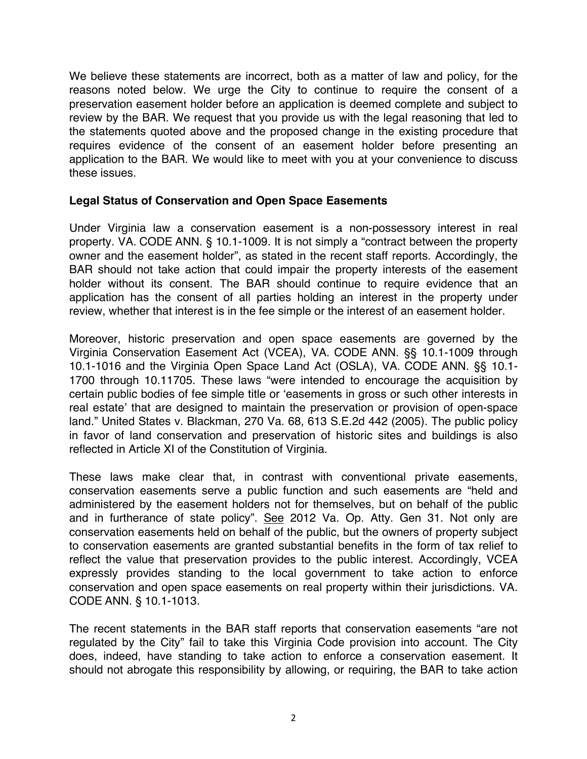We believe these statements are incorrect, both as a matter of law and policy, for the reasons noted below. We urge the City to continue to require the consent of a preservation easement holder before an application is deemed complete and subject to review by the BAR. We request that you provide us with the legal reasoning that led to the statements quoted above and the proposed change in the existing procedure that requires evidence of the consent of an easement holder before presenting an application to the BAR. We would like to meet with you at your convenience to discuss these issues.

**Legal Status of Conservation and Open Space Easements**

Under Virginia law a conservation easement is a non-possessory interest in real property. VA. CODE ANN. § 10.1-1009. It is not simply a "contract between the property owner and the easement holder", as stated in the recent staff reports. Accordingly, the BAR should not take action that could impair the property interests of the easement holder without its consent. The BAR should continue to require evidence that an application has the consent of all parties holding an interest in the property under review, whether that interest is in the fee simple or the interest of an easement holder.

Moreover, historic preservation and open space easements are governed by the Virginia Conservation Easement Act (VCEA), VA. CODE ANN. §§ 10.1-1009 through 10.1-1016 and the Virginia Open Space Land Act (OSLA), VA. CODE ANN. §§ 10.1-1700 through 10.11705. These laws "were intended to encourage the acquisition by certain public bodies of fee simple title or 'easements in gross or such other interests in real estate' that are designed to maintain the preservation or provision of open-space land." United States v. Blackman, 270 Va. 68, 613 S.E.2d 442 (2005). The public policy in favor of land conservation and preservation of historic sites and buildings is also reflected in Article XI of the Constitution of Virginia.

These laws make clear that, in contrast with conventional private easements, conservation easements serve a public function and such easements are "held and administered by the easement holders not for themselves, but on behalf of the public and in furtherance of state policy". See 2012 Va. Op. Atty. Gen 31. Not only are conservation easements held on behalf of the public, but the owners of property subject to conservation easements are granted substantial benefits in the form of tax relief to reflect the value that preservation provides to the public interest. Accordingly, VCEA expressly provides standing to the local government to take action to enforce conservation and open space easements on real property within their jurisdictions. VA. CODE ANN. § 10.1-1013.

The recent statements in the BAR staff reports that conservation easements "are not regulated by the City" fail to take this Virginia Code provision into account. The City does, indeed, have standing to take action to enforce a conservation easement. It should not abrogate this responsibility by allowing, or requiring, the BAR to take action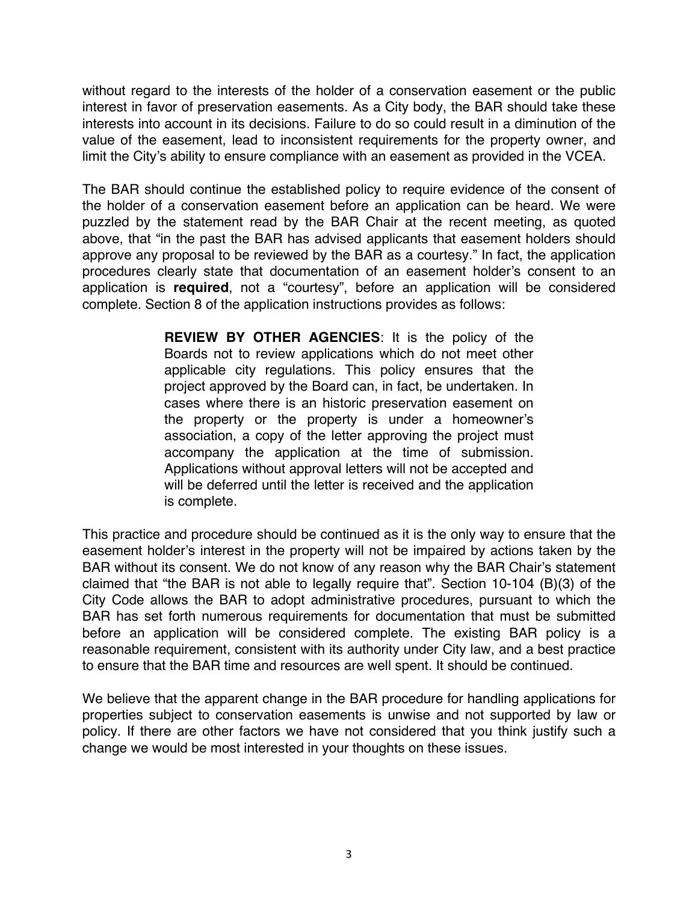without regard to the interests of the holder of a conservation easement or the public interest in favor of preservation easements. As a City body, the BAR should take these interests into account in its decisions. Failure to do so could result in a diminution of the value of the easement, lead to inconsistent requirements for the property owner, and limit the City's ability to ensure compliance with an easement as provided in the VCEA.

The BAR should continue the established policy to require evidence of the consent of the holder of a conservation easement before an application can be heard. We were puzzled by the statement read by the BAR Chair at the recent meeting, as quoted above, that "in the past the BAR has advised applicants that easement holders should approve any proposal to be reviewed by the BAR as a courtesy." In fact, the application procedures clearly state that documentation of an easement holder's consent to an application is **required**, not a "courtesy", before an application will be considered complete. Section 8 of the application instructions provides as follows:

> **REVIEW BY OTHER AGENCIES**: It is the policy of the Boards not to review applications which do not meet other applicable city regulations. This policy ensures that the project approved by the Board can, in fact, be undertaken. In cases where there is an historic preservation easement on the property or the property is under a homeowner's association, a copy of the letter approving the project must accompany the application at the time of submission. Applications without approval letters will not be accepted and will be deferred until the letter is received and the application is complete.

This practice and procedure should be continued as it is the only way to ensure that the easement holder's interest in the property will not be impaired by actions taken by the BAR without its consent. We do not know of any reason why the BAR Chair's statement claimed that "the BAR is not able to legally require that". Section 10-104 (B)(3) of the City Code allows the BAR to adopt administrative procedures, pursuant to which the BAR has set forth numerous requirements for documentation that must be submitted before an application will be considered complete. The existing BAR policy is a reasonable requirement, consistent with its authority under City law, and a best practice to ensure that the BAR time and resources are well spent. It should be continued.

We believe that the apparent change in the BAR procedure for handling applications for properties subject to conservation easements is unwise and not supported by law or policy. If there are other factors we have not considered that you think justify such a change we would be most interested in your thoughts on these issues.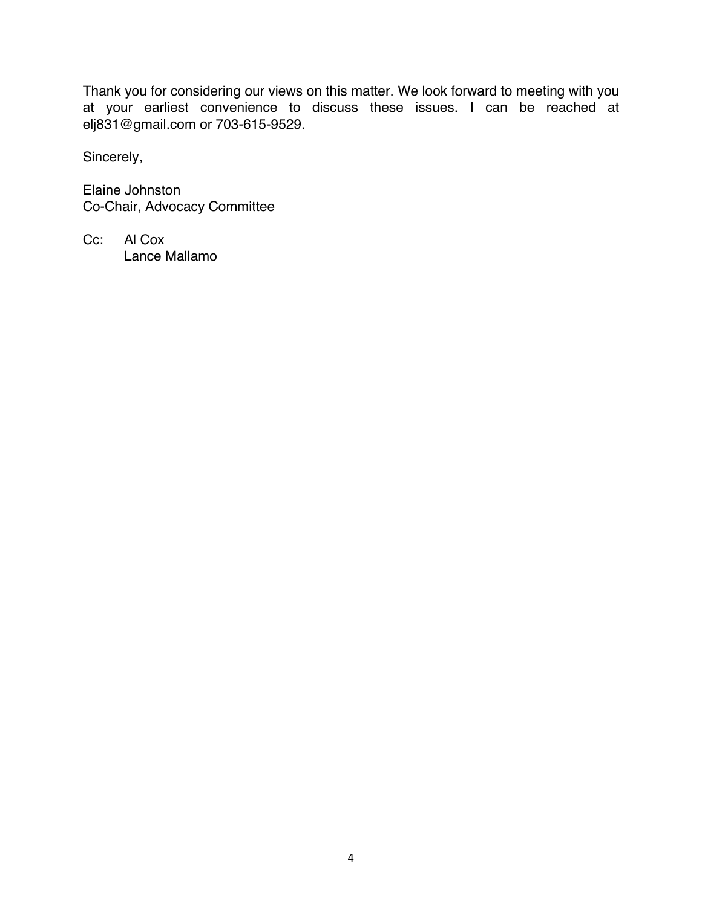Thank you for considering our views on this matter. We look forward to meeting with you at your earliest convenience to discuss these issues. I can be reached at elj831@gmail.com or 703-615-9529.

Sincerely,

Elaine Johnston
Co-Chair, Advocacy Committee

Cc: Al Cox
Lance Mallamo